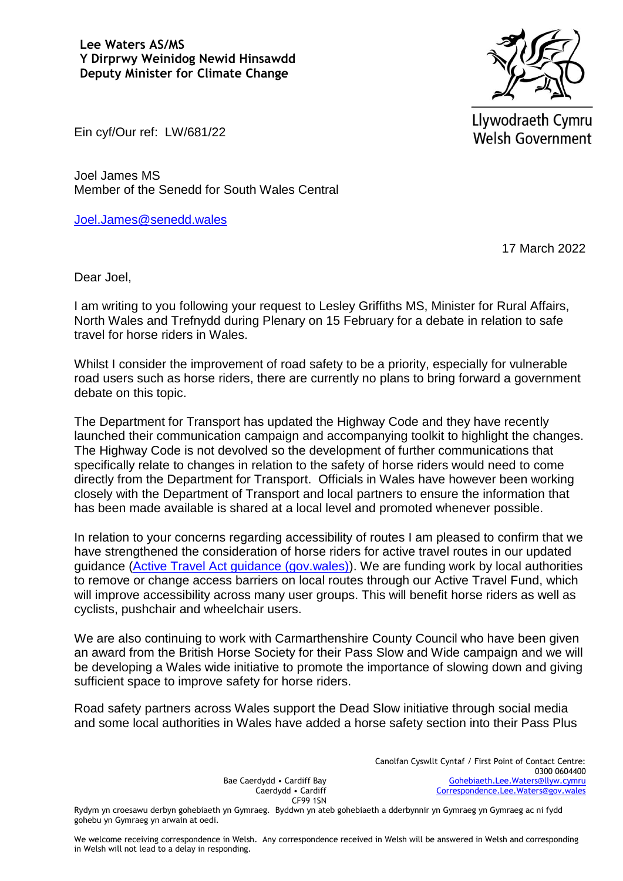**Lee Waters AS/MS**
**Y Dirprwy Weinidog Newid Hinsawdd**
**Deputy Minister for Climate Change**

Llywodraeth Cymru
Welsh Government

Ein cyf/Our ref: LW/681/22

Joel James MS
Member of the Senedd for South Wales Central

[Joel.James@senedd.wales](mailto:Joel.James@senedd.wales)

17 March 2022

Dear Joel,

I am writing to you following your request to Lesley Griffiths MS, Minister for Rural Affairs, North Wales and Trefnydd during Plenary on 15 February for a debate in relation to safe travel for horse riders in Wales.

Whilst I consider the improvement of road safety to be a priority, especially for vulnerable road users such as horse riders, there are currently no plans to bring forward a government debate on this topic.

The Department for Transport has updated the Highway Code and they have recently launched their communication campaign and accompanying toolkit to highlight the changes. The Highway Code is not devolved so the development of further communications that specifically relate to changes in relation to the safety of horse riders would need to come directly from the Department for Transport. Officials in Wales have however been working closely with the Department of Transport and local partners to ensure the information that has been made available is shared at a local level and promoted whenever possible.

In relation to your concerns regarding accessibility of routes I am pleased to confirm that we have strengthened the consideration of horse riders for active travel routes in our updated guidance ([Active Travel Act guidance (gov.wales)](#)). We are funding work by local authorities to remove or change access barriers on local routes through our Active Travel Fund, which will improve accessibility across many user groups. This will benefit horse riders as well as cyclists, pushchair and wheelchair users.

We are also continuing to work with Carmarthenshire County Council who have been given an award from the British Horse Society for their Pass Slow and Wide campaign and we will be developing a Wales wide initiative to promote the importance of slowing down and giving sufficient space to improve safety for horse riders.

Road safety partners across Wales support the Dead Slow initiative through social media and some local authorities in Wales have added a horse safety section into their Pass Plus

Bae Caerdydd • Cardiff Bay
Caerdydd • Cardiff
CF99 1SN

Canolfan Cyswllt Cyntaf / First Point of Contact Centre:
0300 0604400
[Gohebiaeth.Lee.Waters@llyw.cymru](mailto:Gohebiaeth.Lee.Waters@llyw.cymru)
[Correspondence.Lee.Waters@gov.wales](mailto:Correspondence.Lee.Waters@gov.wales)

Rydym yn croesawu derbyn gohebiaeth yn Gymraeg. Byddwn yn ateb gohebiaeth a dderbynnir yn Gymraeg yn Gymraeg ac ni fydd gohebu yn Gymraeg yn arwain at oedi.

We welcome receiving correspondence in Welsh. Any correspondence received in Welsh will be answered in Welsh and corresponding in Welsh will not lead to a delay in responding.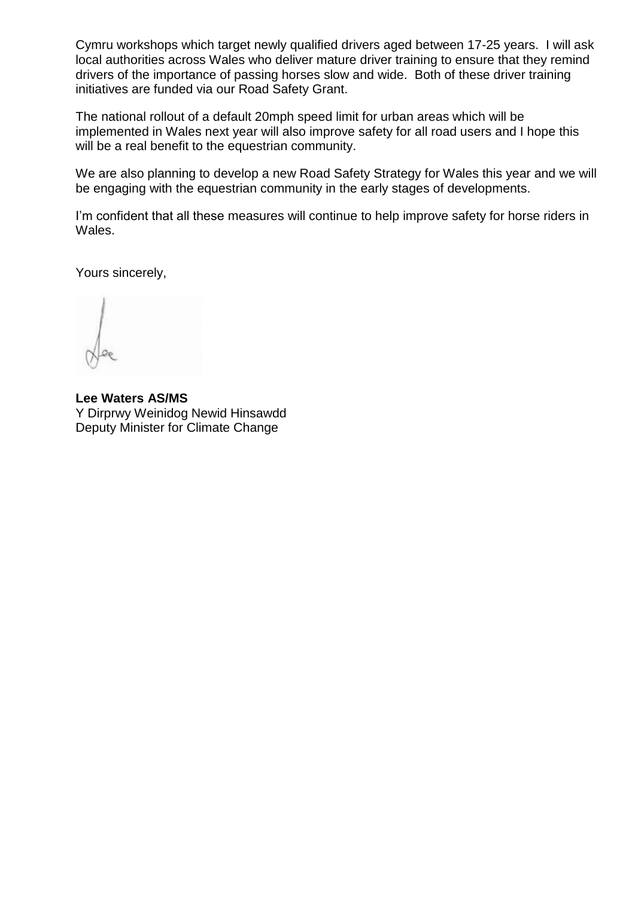Cymru workshops which target newly qualified drivers aged between 17-25 years. I will ask local authorities across Wales who deliver mature driver training to ensure that they remind drivers of the importance of passing horses slow and wide. Both of these driver training initiatives are funded via our Road Safety Grant.

The national rollout of a default 20mph speed limit for urban areas which will be implemented in Wales next year will also improve safety for all road users and I hope this will be a real benefit to the equestrian community.

We are also planning to develop a new Road Safety Strategy for Wales this year and we will be engaging with the equestrian community in the early stages of developments.

I'm confident that all these measures will continue to help improve safety for horse riders in Wales.

Yours sincerely,

**Lee Waters AS/MS**
Y Dirprwy Weinidog Newid Hinsawdd
Deputy Minister for Climate Change